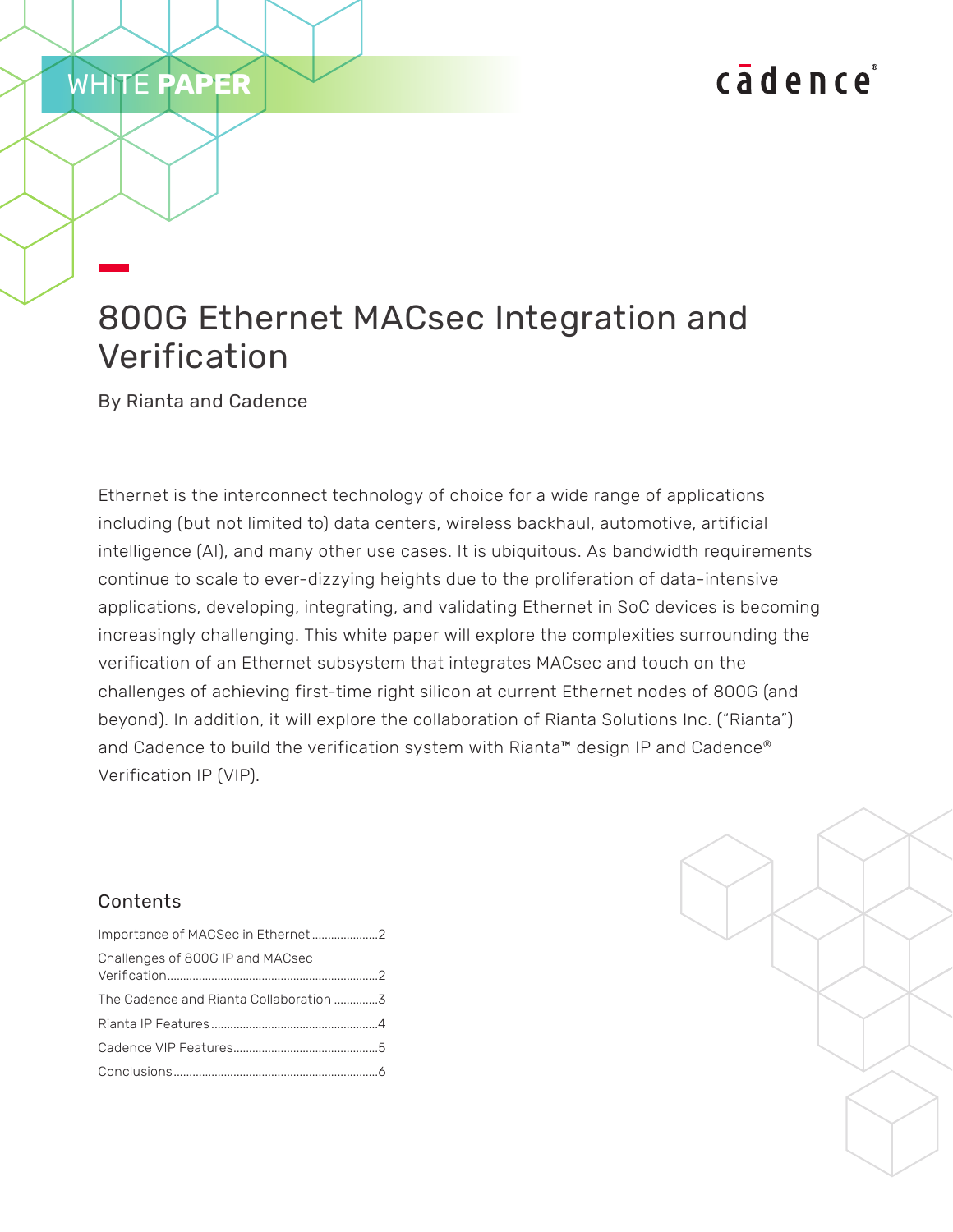WHITE **PAPER**

cadence

# 800G Ethernet MACsec Integration and Verification

By Rianta and Cadence

Ethernet is the interconnect technology of choice for a wide range of applications including (but not limited to) data centers, wireless backhaul, automotive, artificial intelligence (AI), and many other use cases. It is ubiquitous. As bandwidth requirements continue to scale to ever-dizzying heights due to the proliferation of data-intensive applications, developing, integrating, and validating Ethernet in SoC devices is becoming increasingly challenging. This white paper will explore the complexities surrounding the verification of an Ethernet subsystem that integrates MACsec and touch on the challenges of achieving first-time right silicon at current Ethernet nodes of 800G (and beyond). In addition, it will explore the collaboration of Rianta Solutions Inc. ("Rianta") and Cadence to build the verification system with Rianta™ design IP and Cadence® Verification IP (VIP).

## Contents

Importance of MACSec in Ethernet.....................2

Challenges of 800G IP and MACsec Verification..................................................................2

The Cadence and Rianta Collaboration .............3

Rianta IP Features....................................................4

Cadence VIP Features.............................................5

Conclusions................................................................6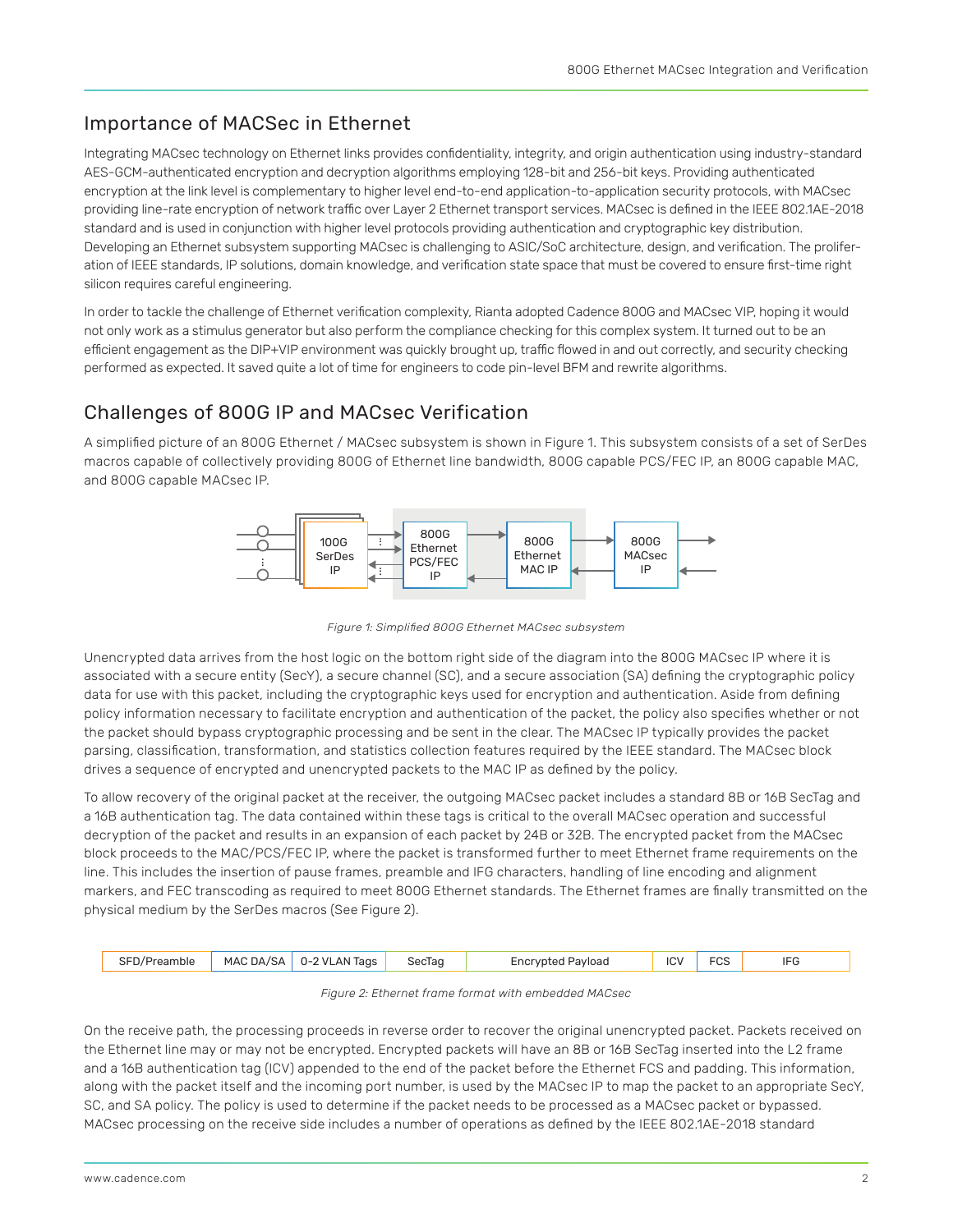## Importance of MACSec in Ethernet

Integrating MACsec technology on Ethernet links provides confidentiality, integrity, and origin authentication using industry-standard AES-GCM-authenticated encryption and decryption algorithms employing 128-bit and 256-bit keys. Providing authenticated encryption at the link level is complementary to higher level end-to-end application-to-application security protocols, with MACsec providing line-rate encryption of network traffic over Layer 2 Ethernet transport services. MACsec is defined in the IEEE 802.1AE-2018 standard and is used in conjunction with higher level protocols providing authentication and cryptographic key distribution. Developing an Ethernet subsystem supporting MACsec is challenging to ASIC/SoC architecture, design, and verification. The proliferation of IEEE standards, IP solutions, domain knowledge, and verification state space that must be covered to ensure first-time right silicon requires careful engineering.

In order to tackle the challenge of Ethernet verification complexity, Rianta adopted Cadence 800G and MACsec VIP, hoping it would not only work as a stimulus generator but also perform the compliance checking for this complex system. It turned out to be an efficient engagement as the DIP+VIP environment was quickly brought up, traffic flowed in and out correctly, and security checking performed as expected. It saved quite a lot of time for engineers to code pin-level BFM and rewrite algorithms.

## Challenges of 800G IP and MACsec Verification

A simplified picture of an 800G Ethernet / MACsec subsystem is shown in Figure 1. This subsystem consists of a set of SerDes macros capable of collectively providing 800G of Ethernet line bandwidth, 800G capable PCS/FEC IP, an 800G capable MAC, and 800G capable MACsec IP.

100G SerDes IP → 800G Ethernet PCS/FEC IP → 800G Ethernet MAC IP → 800G MACsec IP

*Figure 1: Simplified 800G Ethernet MACsec subsystem*

Unencrypted data arrives from the host logic on the bottom right side of the diagram into the 800G MACsec IP where it is associated with a secure entity (SecY), a secure channel (SC), and a secure association (SA) defining the cryptographic policy data for use with this packet, including the cryptographic keys used for encryption and authentication. Aside from defining policy information necessary to facilitate encryption and authentication of the packet, the policy also specifies whether or not the packet should bypass cryptographic processing and be sent in the clear. The MACsec IP typically provides the packet parsing, classification, transformation, and statistics collection features required by the IEEE standard. The MACsec block drives a sequence of encrypted and unencrypted packets to the MAC IP as defined by the policy.

To allow recovery of the original packet at the receiver, the outgoing MACsec packet includes a standard 8B or 16B SecTag and a 16B authentication tag. The data contained within these tags is critical to the overall MACsec operation and successful decryption of the packet and results in an expansion of each packet by 24B or 32B. The encrypted packet from the MACsec block proceeds to the MAC/PCS/FEC IP, where the packet is transformed further to meet Ethernet frame requirements on the line. This includes the insertion of pause frames, preamble and IFG characters, handling of line encoding and alignment markers, and FEC transcoding as required to meet 800G Ethernet standards. The Ethernet frames are finally transmitted on the physical medium by the SerDes macros (See Figure 2).

| SFD/Preamble | MAC DA/SA | 0-2 VLAN Tags | SecTag | Encrypted Payload | ICV | FCS | IFG |
|---|---|---|---|---|---|---|---|

*Figure 2: Ethernet frame format with embedded MACsec*

On the receive path, the processing proceeds in reverse order to recover the original unencrypted packet. Packets received on the Ethernet line may or may not be encrypted. Encrypted packets will have an 8B or 16B SecTag inserted into the L2 frame and a 16B authentication tag (ICV) appended to the end of the packet before the Ethernet FCS and padding. This information, along with the packet itself and the incoming port number, is used by the MACsec IP to map the packet to an appropriate SecY, SC, and SA policy. The policy is used to determine if the packet needs to be processed as a MACsec packet or bypassed. MACsec processing on the receive side includes a number of operations as defined by the IEEE 802.1AE-2018 standard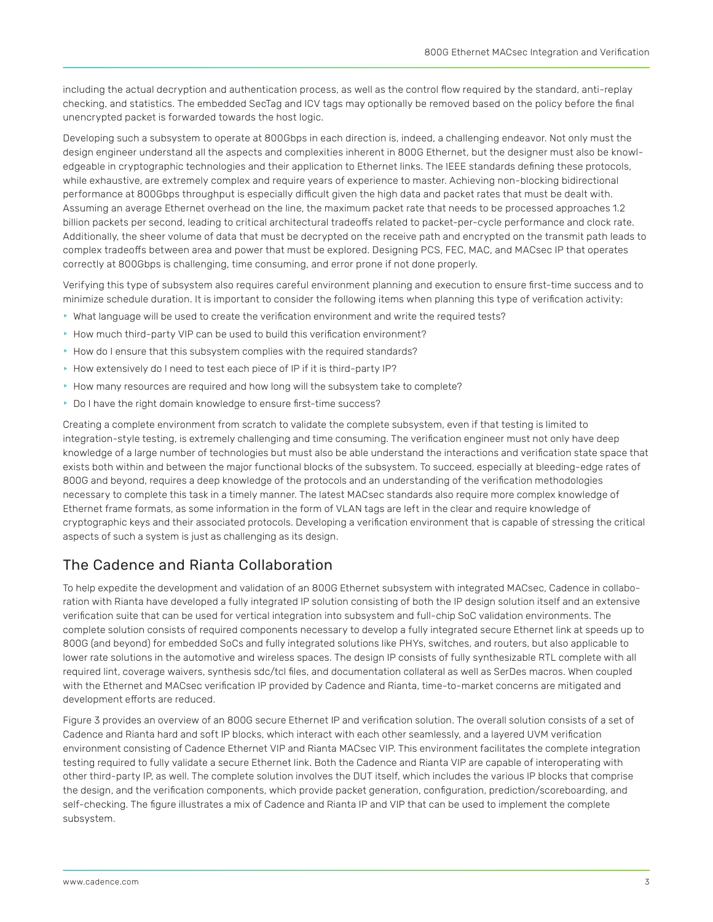including the actual decryption and authentication process, as well as the control flow required by the standard, anti-replay checking, and statistics. The embedded SecTag and ICV tags may optionally be removed based on the policy before the final unencrypted packet is forwarded towards the host logic.

Developing such a subsystem to operate at 800Gbps in each direction is, indeed, a challenging endeavor. Not only must the design engineer understand all the aspects and complexities inherent in 800G Ethernet, but the designer must also be knowledgeable in cryptographic technologies and their application to Ethernet links. The IEEE standards defining these protocols, while exhaustive, are extremely complex and require years of experience to master. Achieving non-blocking bidirectional performance at 800Gbps throughput is especially difficult given the high data and packet rates that must be dealt with. Assuming an average Ethernet overhead on the line, the maximum packet rate that needs to be processed approaches 1.2 billion packets per second, leading to critical architectural tradeoffs related to packet-per-cycle performance and clock rate. Additionally, the sheer volume of data that must be decrypted on the receive path and encrypted on the transmit path leads to complex tradeoffs between area and power that must be explored. Designing PCS, FEC, MAC, and MACsec IP that operates correctly at 800Gbps is challenging, time consuming, and error prone if not done properly.

Verifying this type of subsystem also requires careful environment planning and execution to ensure first-time success and to minimize schedule duration. It is important to consider the following items when planning this type of verification activity:

- What language will be used to create the verification environment and write the required tests?
- How much third-party VIP can be used to build this verification environment?
- How do I ensure that this subsystem complies with the required standards?
- How extensively do I need to test each piece of IP if it is third-party IP?
- How many resources are required and how long will the subsystem take to complete?
- Do I have the right domain knowledge to ensure first-time success?

Creating a complete environment from scratch to validate the complete subsystem, even if that testing is limited to integration-style testing, is extremely challenging and time consuming. The verification engineer must not only have deep knowledge of a large number of technologies but must also be able understand the interactions and verification state space that exists both within and between the major functional blocks of the subsystem. To succeed, especially at bleeding-edge rates of 800G and beyond, requires a deep knowledge of the protocols and an understanding of the verification methodologies necessary to complete this task in a timely manner. The latest MACsec standards also require more complex knowledge of Ethernet frame formats, as some information in the form of VLAN tags are left in the clear and require knowledge of cryptographic keys and their associated protocols. Developing a verification environment that is capable of stressing the critical aspects of such a system is just as challenging as its design.

## The Cadence and Rianta Collaboration

To help expedite the development and validation of an 800G Ethernet subsystem with integrated MACsec, Cadence in collaboration with Rianta have developed a fully integrated IP solution consisting of both the IP design solution itself and an extensive verification suite that can be used for vertical integration into subsystem and full-chip SoC validation environments. The complete solution consists of required components necessary to develop a fully integrated secure Ethernet link at speeds up to 800G (and beyond) for embedded SoCs and fully integrated solutions like PHYs, switches, and routers, but also applicable to lower rate solutions in the automotive and wireless spaces. The design IP consists of fully synthesizable RTL complete with all required lint, coverage waivers, synthesis sdc/tcl files, and documentation collateral as well as SerDes macros. When coupled with the Ethernet and MACsec verification IP provided by Cadence and Rianta, time-to-market concerns are mitigated and development efforts are reduced.

Figure 3 provides an overview of an 800G secure Ethernet IP and verification solution. The overall solution consists of a set of Cadence and Rianta hard and soft IP blocks, which interact with each other seamlessly, and a layered UVM verification environment consisting of Cadence Ethernet VIP and Rianta MACsec VIP. This environment facilitates the complete integration testing required to fully validate a secure Ethernet link. Both the Cadence and Rianta VIP are capable of interoperating with other third-party IP, as well. The complete solution involves the DUT itself, which includes the various IP blocks that comprise the design, and the verification components, which provide packet generation, configuration, prediction/scoreboarding, and self-checking. The figure illustrates a mix of Cadence and Rianta IP and VIP that can be used to implement the complete subsystem.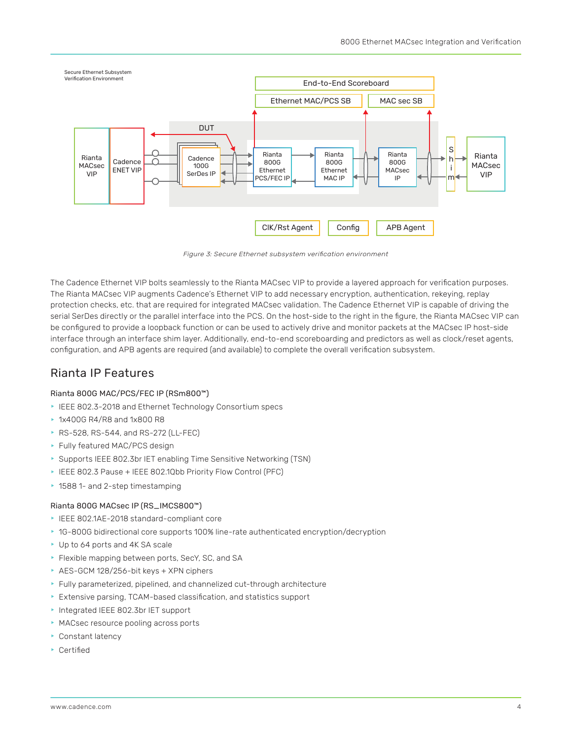Secure Ethernet Subsystem Verification Environment

End-to-End Scoreboard

Ethernet MAC/PCS SB | MAC sec SB

DUT

Rianta MACsec VIP | Cadence ENET VIP | Cadence 100G SerDes IP | Rianta 800G Ethernet PCS/FEC IP | Rianta 800G Ethernet MAC IP | Rianta 800G MACsec IP | Shim | Rianta MACsec VIP

ClK/Rst Agent | Config | APB Agent

*Figure 3: Secure Ethernet subsystem verification environment*

The Cadence Ethernet VIP bolts seamlessly to the Rianta MACsec VIP to provide a layered approach for verification purposes. The Rianta MACsec VIP augments Cadence's Ethernet VIP to add necessary encryption, authentication, rekeying, replay protection checks, etc. that are required for integrated MACsec validation. The Cadence Ethernet VIP is capable of driving the serial SerDes directly or the parallel interface into the PCS. On the host-side to the right in the figure, the Rianta MACsec VIP can be configured to provide a loopback function or can be used to actively drive and monitor packets at the MACsec IP host-side interface through an interface shim layer. Additionally, end-to-end scoreboarding and predictors as well as clock/reset agents, configuration, and APB agents are required (and available) to complete the overall verification subsystem.

## Rianta IP Features

### Rianta 800G MAC/PCS/FEC IP (RSm800™)

- IEEE 802.3-2018 and Ethernet Technology Consortium specs
- 1x400G R4/R8 and 1x800 R8
- RS-528, RS-544, and RS-272 (LL-FEC)
- Fully featured MAC/PCS design
- Supports IEEE 802.3br IET enabling Time Sensitive Networking (TSN)
- IEEE 802.3 Pause + IEEE 802.1Qbb Priority Flow Control (PFC)
- 1588 1- and 2-step timestamping

### Rianta 800G MACsec IP (RS_IMCS800™)

- IEEE 802.1AE-2018 standard-compliant core
- 1G-800G bidirectional core supports 100% line-rate authenticated encryption/decryption
- Up to 64 ports and 4K SA scale
- Flexible mapping between ports, SecY, SC, and SA
- AES-GCM 128/256-bit keys + XPN ciphers
- Fully parameterized, pipelined, and channelized cut-through architecture
- Extensive parsing, TCAM-based classification, and statistics support
- Integrated IEEE 802.3br IET support
- MACsec resource pooling across ports
- Constant latency
- Certified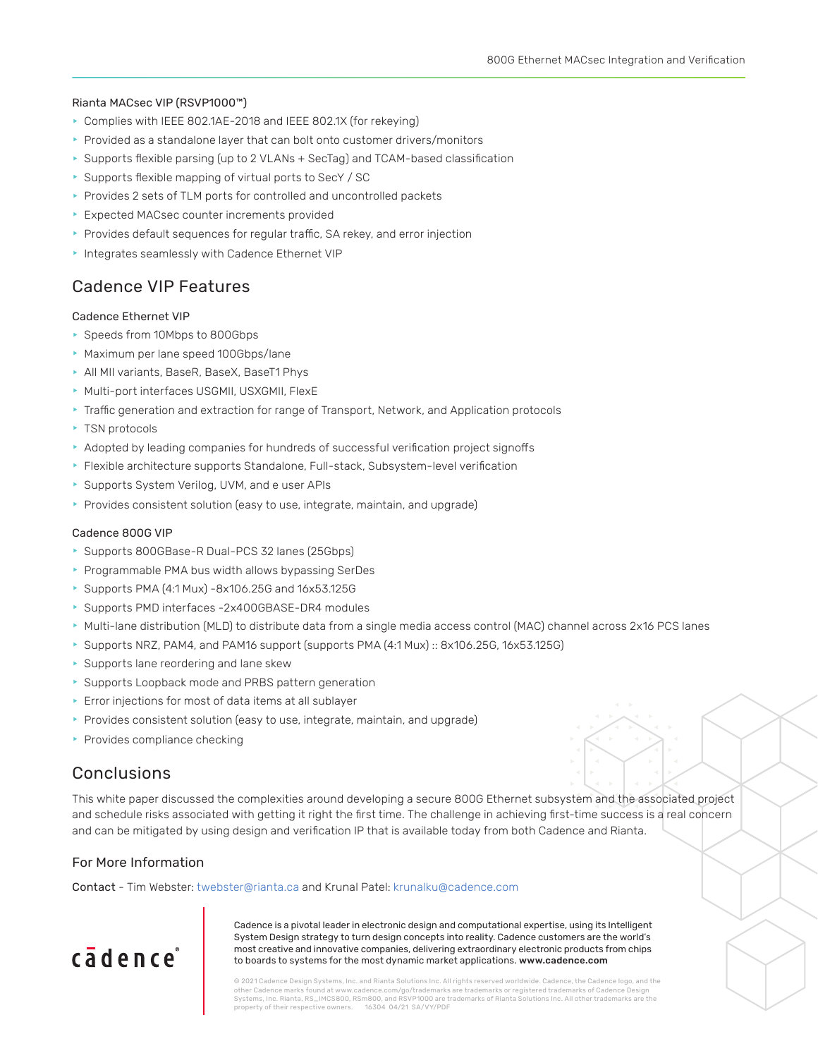### Rianta MACsec VIP (RSVP1000™)

- Complies with IEEE 802.1AE-2018 and IEEE 802.1X (for rekeying)
- Provided as a standalone layer that can bolt onto customer drivers/monitors
- Supports flexible parsing (up to 2 VLANs + SecTag) and TCAM-based classification
- Supports flexible mapping of virtual ports to SecY / SC
- Provides 2 sets of TLM ports for controlled and uncontrolled packets
- Expected MACsec counter increments provided
- Provides default sequences for regular traffic, SA rekey, and error injection
- Integrates seamlessly with Cadence Ethernet VIP

## Cadence VIP Features

### Cadence Ethernet VIP

- Speeds from 10Mbps to 800Gbps
- Maximum per lane speed 100Gbps/lane
- All MII variants, BaseR, BaseX, BaseT1 Phys
- Multi-port interfaces USGMII, USXGMII, FlexE
- Traffic generation and extraction for range of Transport, Network, and Application protocols
- TSN protocols
- Adopted by leading companies for hundreds of successful verification project signoffs
- Flexible architecture supports Standalone, Full-stack, Subsystem-level verification
- Supports System Verilog, UVM, and e user APIs
- Provides consistent solution (easy to use, integrate, maintain, and upgrade)

### Cadence 800G VIP

- Supports 800GBase-R Dual-PCS 32 lanes (25Gbps)
- Programmable PMA bus width allows bypassing SerDes
- Supports PMA (4:1 Mux) -8x106.25G and 16x53.125G
- Supports PMD interfaces -2x400GBASE-DR4 modules
- Multi-lane distribution (MLD) to distribute data from a single media access control (MAC) channel across 2x16 PCS lanes
- Supports NRZ, PAM4, and PAM16 support (supports PMA (4:1 Mux) :: 8x106.25G, 16x53.125G)
- Supports lane reordering and lane skew
- Supports Loopback mode and PRBS pattern generation
- Error injections for most of data items at all sublayer
- Provides consistent solution (easy to use, integrate, maintain, and upgrade)
- Provides compliance checking

## Conclusions

This white paper discussed the complexities around developing a secure 800G Ethernet subsystem and the associated project and schedule risks associated with getting it right the first time. The challenge in achieving first-time success is a real concern and can be mitigated by using design and verification IP that is available today from both Cadence and Rianta.

### For More Information

**Contact** - Tim Webster: twebster@rianta.ca and Krunal Patel: krunalku@cadence.com

cādence®

Cadence is a pivotal leader in electronic design and computational expertise, using its Intelligent System Design strategy to turn design concepts into reality. Cadence customers are the world's most creative and innovative companies, delivering extraordinary electronic products from chips to boards to systems for the most dynamic market applications. **www.cadence.com**

© 2021 Cadence Design Systems, Inc. and Rianta Solutions Inc. All rights reserved worldwide. Cadence, the Cadence logo, and the other Cadence marks found at www.cadence.com/go/trademarks are trademarks or registered trademarks of Cadence Design Systems, Inc. Rianta, RS_IMCS800, RSm800, and RSVP1000 are trademarks of Rianta Solutions Inc. All other trademarks are the property of their respective owners. 16304 04/21 SA/VY/PDF